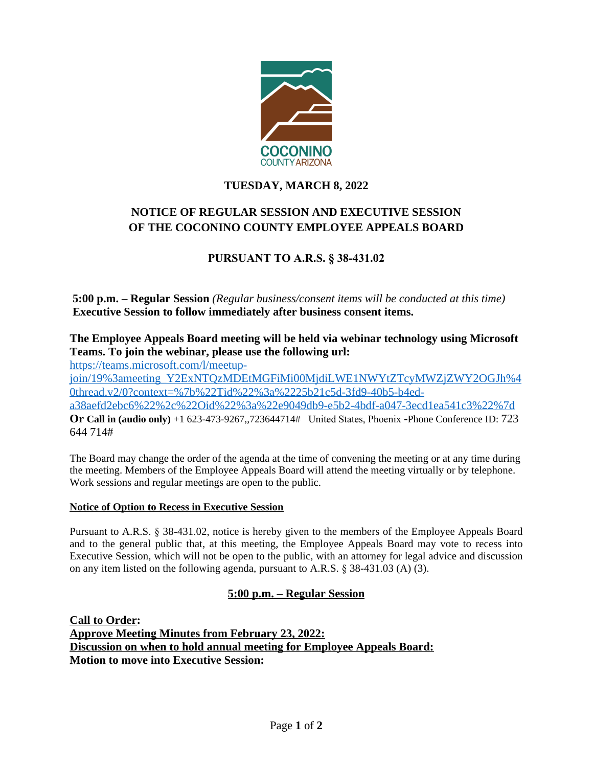COCONINO
COUNTY ARIZONA

**TUESDAY, MARCH 8, 2022**

## NOTICE OF REGULAR SESSION AND EXECUTIVE SESSION OF THE COCONINO COUNTY EMPLOYEE APPEALS BOARD

## PURSUANT TO A.R.S. § 38-431.02

**5:00 p.m. – Regular Session** *(Regular business/consent items will be conducted at this time)*
**Executive Session to follow immediately after business consent items.**

**The Employee Appeals Board meeting will be held via webinar technology using Microsoft Teams. To join the webinar, please use the following url:**
https://teams.microsoft.com/l/meetup-join/19%3ameeting_Y2ExNTQzMDEtMGFiMi00MjdiLWE1NWYtZTcyMWZjZWY2OGJh%40thread.v2/0?context=%7b%22Tid%22%3a%2225b21c5d-3fd9-40b5-b4ed-a38aefd2ebc6%22%2c%22Oid%22%3a%22e9049db9-e5b2-4bdf-a047-3ecd1ea541c3%22%7d
**Or Call in (audio only)** +1 623-473-9267,,723644714# United States, Phoenix -Phone Conference ID: 723 644 714#

The Board may change the order of the agenda at the time of convening the meeting or at any time during the meeting. Members of the Employee Appeals Board will attend the meeting virtually or by telephone. Work sessions and regular meetings are open to the public.

**Notice of Option to Recess in Executive Session**

Pursuant to A.R.S. § 38-431.02, notice is hereby given to the members of the Employee Appeals Board and to the general public that, at this meeting, the Employee Appeals Board may vote to recess into Executive Session, which will not be open to the public, with an attorney for legal advice and discussion on any item listed on the following agenda, pursuant to A.R.S. § 38-431.03 (A) (3).

### 5:00 p.m. – Regular Session

**Call to Order:**
**Approve Meeting Minutes from February 23, 2022:**
**Discussion on when to hold annual meeting for Employee Appeals Board:**
**Motion to move into Executive Session:**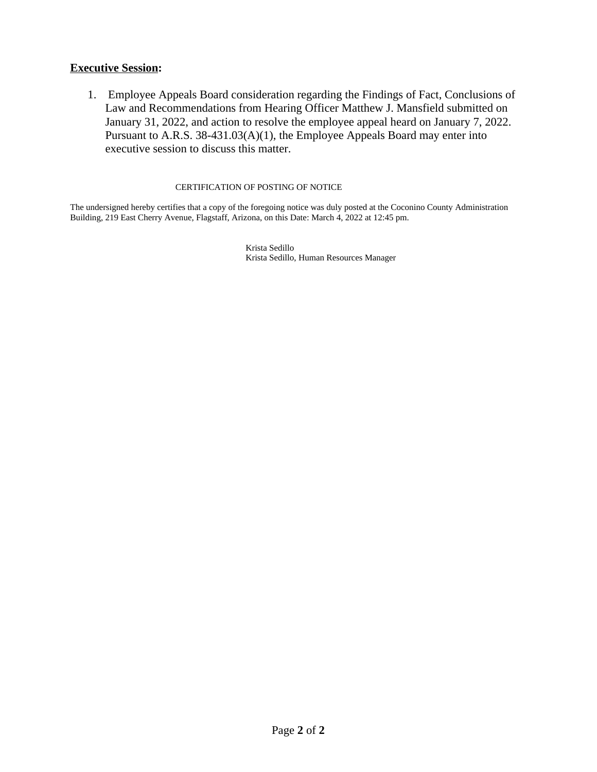## **Executive Session:**

1. Employee Appeals Board consideration regarding the Findings of Fact, Conclusions of Law and Recommendations from Hearing Officer Matthew J. Mansfield submitted on January 31, 2022, and action to resolve the employee appeal heard on January 7, 2022. Pursuant to A.R.S. 38-431.03(A)(1), the Employee Appeals Board may enter into executive session to discuss this matter.

CERTIFICATION OF POSTING OF NOTICE

The undersigned hereby certifies that a copy of the foregoing notice was duly posted at the Coconino County Administration Building, 219 East Cherry Avenue, Flagstaff, Arizona, on this Date: March 4, 2022 at 12:45 pm.

Krista Sedillo
Krista Sedillo, Human Resources Manager